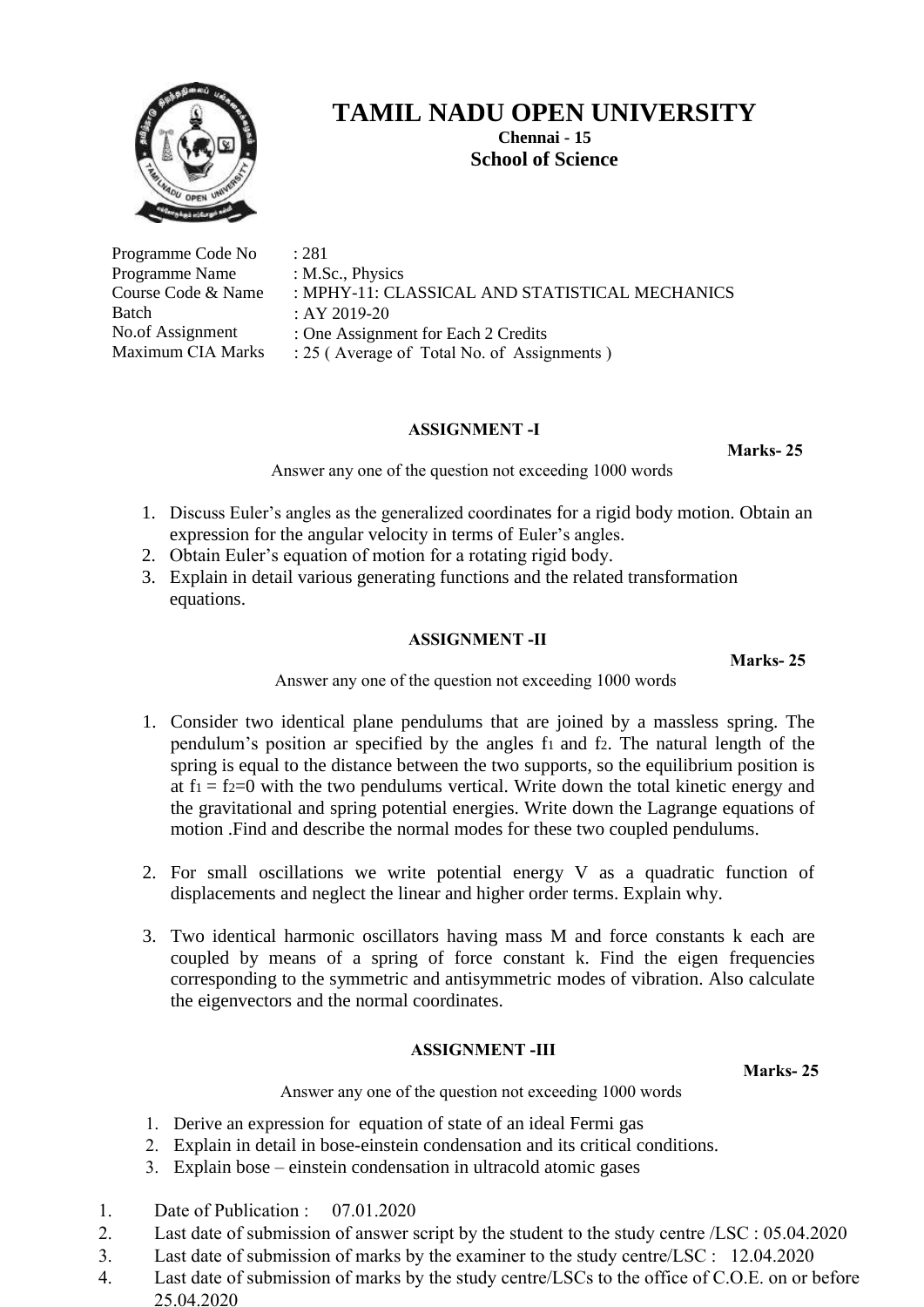# TAMIL NADU OPEN UNIVERSITY

**Chennai - 15**

**School of Science**

| | |
|---|---|
| Programme Code No | : 281 |
| Programme Name | : M.Sc., Physics |
| Course Code & Name | : MPHY-11: CLASSICAL AND STATISTICAL MECHANICS |
| Batch | : AY 2019-20 |
| No.of Assignment | : One Assignment for Each 2 Credits |
| Maximum CIA Marks | : 25 ( Average of Total No. of Assignments ) |

## ASSIGNMENT -I

**Marks- 25**

Answer any one of the question not exceeding 1000 words

1. Discuss Euler's angles as the generalized coordinates for a rigid body motion. Obtain an expression for the angular velocity in terms of Euler's angles.
2. Obtain Euler's equation of motion for a rotating rigid body.
3. Explain in detail various generating functions and the related transformation equations.

## ASSIGNMENT -II

**Marks- 25**

Answer any one of the question not exceeding 1000 words

1. Consider two identical plane pendulums that are joined by a massless spring. The pendulum's position ar specified by the angles $f_1$ and $f_2$. The natural length of the spring is equal to the distance between the two supports, so the equilibrium position is at $f_1 = f_2 = 0$ with the two pendulums vertical. Write down the total kinetic energy and the gravitational and spring potential energies. Write down the Lagrange equations of motion .Find and describe the normal modes for these two coupled pendulums.

2. For small oscillations we write potential energy V as a quadratic function of displacements and neglect the linear and higher order terms. Explain why.

3. Two identical harmonic oscillators having mass M and force constants k each are coupled by means of a spring of force constant k. Find the eigen frequencies corresponding to the symmetric and antisymmetric modes of vibration. Also calculate the eigenvectors and the normal coordinates.

## ASSIGNMENT -III

**Marks- 25**

Answer any one of the question not exceeding 1000 words

1. Derive an expression for equation of state of an ideal Fermi gas
2. Explain in detail in bose-einstein condensation and its critical conditions.
3. Explain bose – einstein condensation in ultracold atomic gases

1. Date of Publication : 07.01.2020
2. Last date of submission of answer script by the student to the study centre /LSC : 05.04.2020
3. Last date of submission of marks by the examiner to the study centre/LSC : 12.04.2020
4. Last date of submission of marks by the study centre/LSCs to the office of C.O.E. on or before 25.04.2020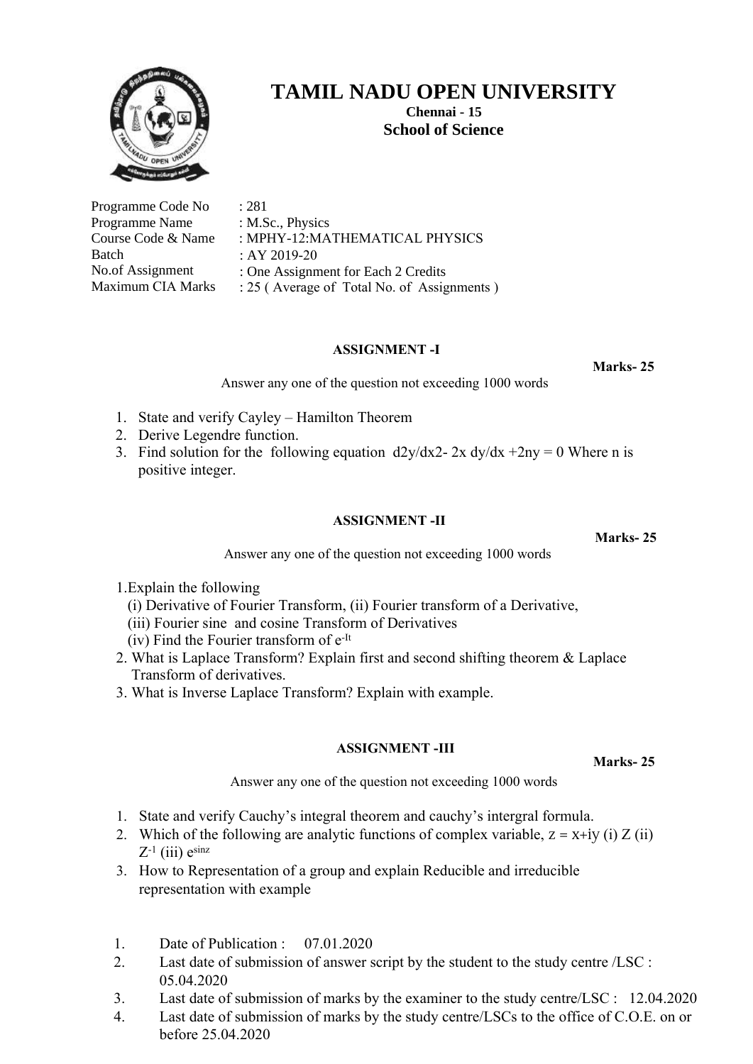# TAMIL NADU OPEN UNIVERSITY

**Chennai - 15**

**School of Science**

| | |
|---|---|
| Programme Code No | : 281 |
| Programme Name | : M.Sc., Physics |
| Course Code & Name | : MPHY-12:MATHEMATICAL PHYSICS |
| Batch | : AY 2019-20 |
| No.of Assignment | : One Assignment for Each 2 Credits |
| Maximum CIA Marks | : 25 ( Average of Total No. of Assignments ) |

## ASSIGNMENT -I

**Marks- 25**

Answer any one of the question not exceeding 1000 words

1. State and verify Cayley – Hamilton Theorem
2. Derive Legendre function.
3. Find solution for the following equation d2y/dx2- 2x dy/dx +2ny = 0 Where n is positive integer.

## ASSIGNMENT -II

**Marks- 25**

Answer any one of the question not exceeding 1000 words

1. Explain the following
   (i) Derivative of Fourier Transform, (ii) Fourier transform of a Derivative,
   (iii) Fourier sine and cosine Transform of Derivatives
   (iv) Find the Fourier transform of $e^{-lt}$
2. What is Laplace Transform? Explain first and second shifting theorem & Laplace Transform of derivatives.
3. What is Inverse Laplace Transform? Explain with example.

## ASSIGNMENT -III

**Marks- 25**

Answer any one of the question not exceeding 1000 words

1. State and verify Cauchy's integral theorem and cauchy's intergral formula.
2. Which of the following are analytic functions of complex variable, z = x+iy (i) Z (ii) $Z^{-1}$ (iii) $e^{\sin z}$
3. How to Representation of a group and explain Reducible and irreducible representation with example

1. Date of Publication : 07.01.2020
2. Last date of submission of answer script by the student to the study centre /LSC : 05.04.2020
3. Last date of submission of marks by the examiner to the study centre/LSC : 12.04.2020
4. Last date of submission of marks by the study centre/LSCs to the office of C.O.E. on or before 25.04.2020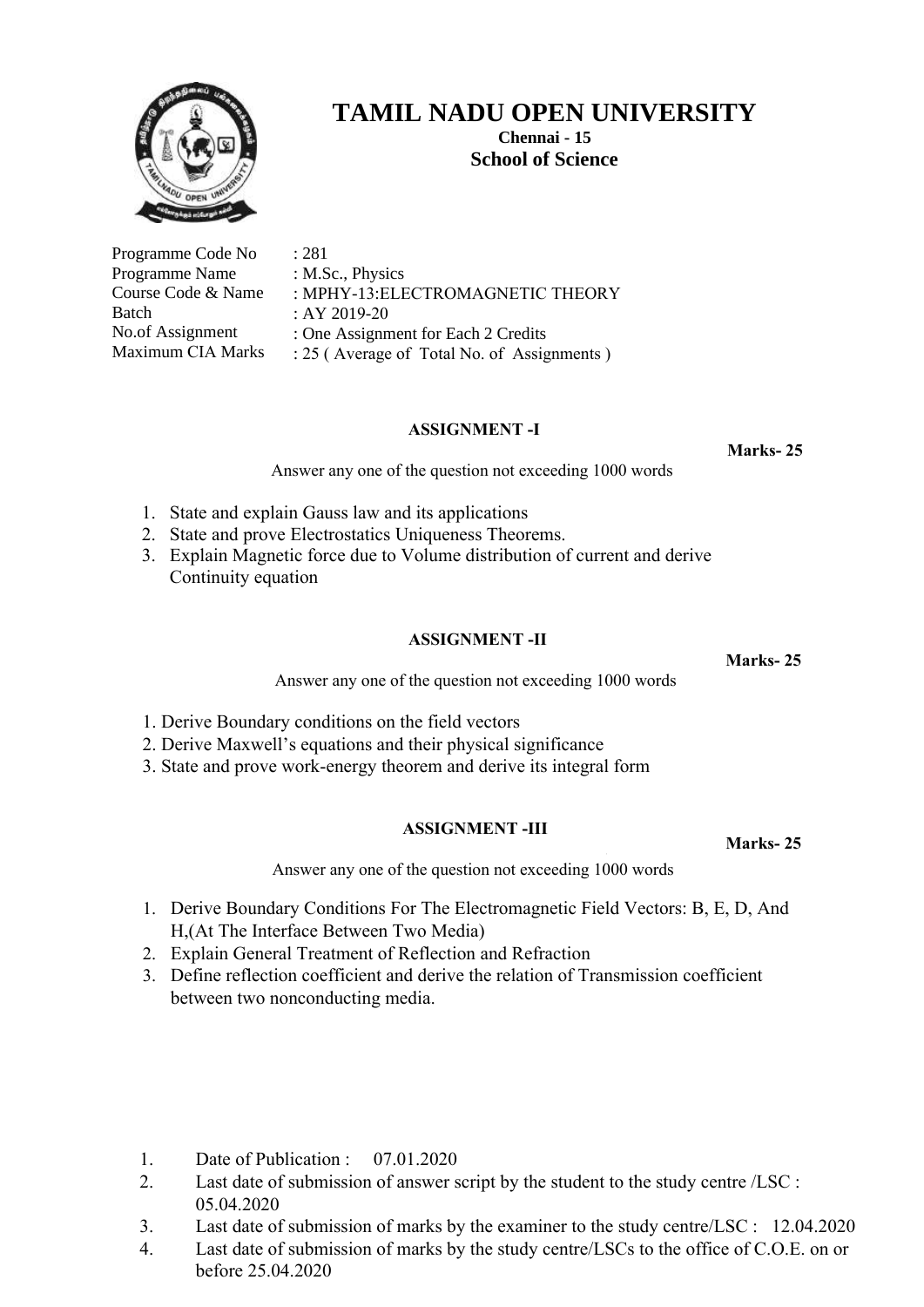# TAMIL NADU OPEN UNIVERSITY

**Chennai - 15**

**School of Science**

| | |
|---|---|
| Programme Code No | : 281 |
| Programme Name | : M.Sc., Physics |
| Course Code & Name | : MPHY-13:ELECTROMAGNETIC THEORY |
| Batch | : AY 2019-20 |
| No.of Assignment | : One Assignment for Each 2 Credits |
| Maximum CIA Marks | : 25 ( Average of Total No. of Assignments ) |

### ASSIGNMENT -I

**Marks- 25**

Answer any one of the question not exceeding 1000 words

1. State and explain Gauss law and its applications
2. State and prove Electrostatics Uniqueness Theorems.
3. Explain Magnetic force due to Volume distribution of current and derive Continuity equation

### ASSIGNMENT -II

**Marks- 25**

Answer any one of the question not exceeding 1000 words

1. Derive Boundary conditions on the field vectors
2. Derive Maxwell's equations and their physical significance
3. State and prove work-energy theorem and derive its integral form

### ASSIGNMENT -III

**Marks- 25**

Answer any one of the question not exceeding 1000 words

1. Derive Boundary Conditions For The Electromagnetic Field Vectors: B, E, D, And H,(At The Interface Between Two Media)
2. Explain General Treatment of Reflection and Refraction
3. Define reflection coefficient and derive the relation of Transmission coefficient between two nonconducting media.

1. Date of Publication : 07.01.2020
2. Last date of submission of answer script by the student to the study centre /LSC : 05.04.2020
3. Last date of submission of marks by the examiner to the study centre/LSC : 12.04.2020
4. Last date of submission of marks by the study centre/LSCs to the office of C.O.E. on or before 25.04.2020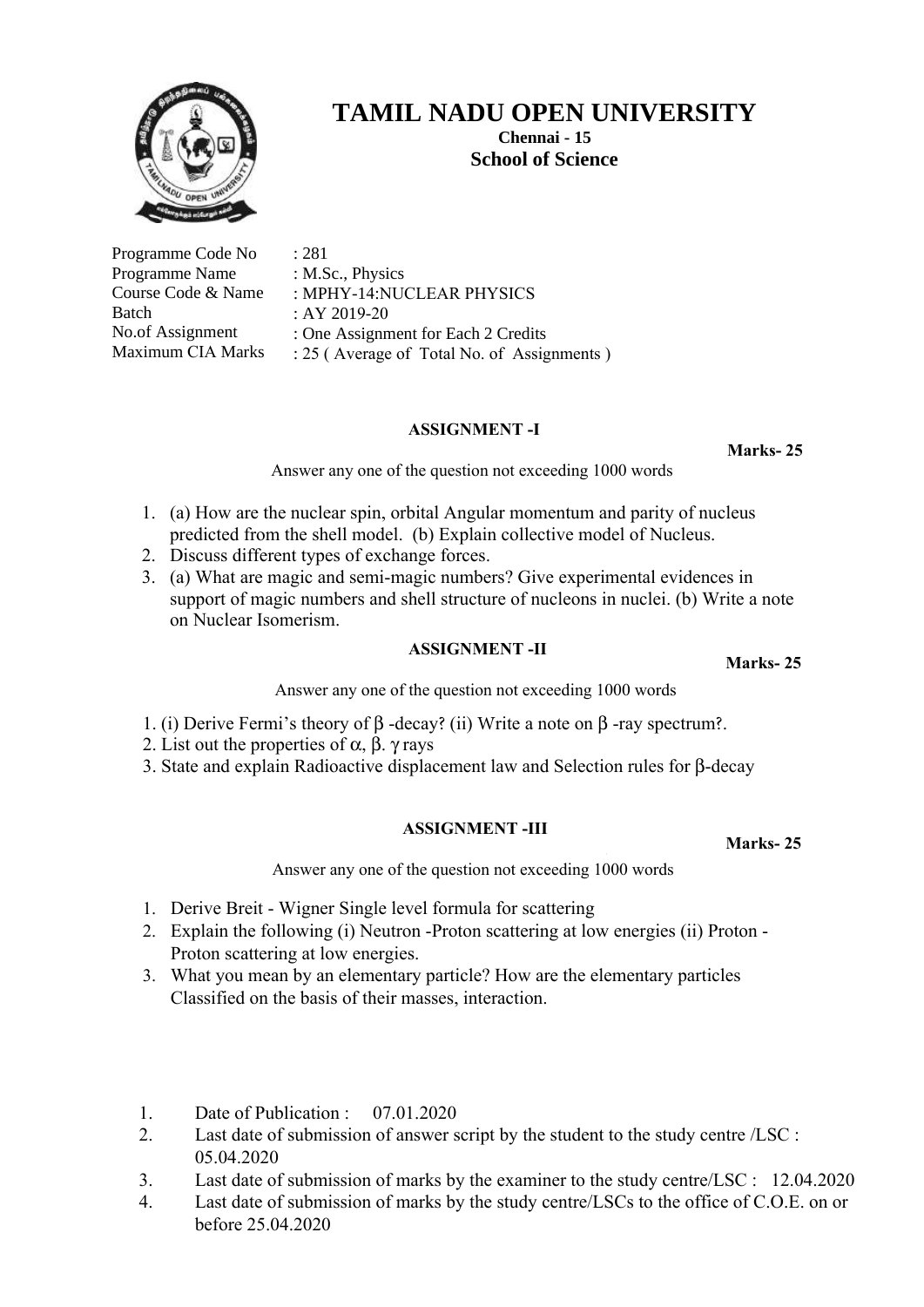# TAMIL NADU OPEN UNIVERSITY

**Chennai - 15**

**School of Science**

Programme Code No : 281
Programme Name : M.Sc., Physics
Course Code & Name : MPHY-14:NUCLEAR PHYSICS
Batch : AY 2019-20
No.of Assignment : One Assignment for Each 2 Credits
Maximum CIA Marks : 25 ( Average of Total No. of Assignments )

## ASSIGNMENT -I

**Marks- 25**

Answer any one of the question not exceeding 1000 words

1. (a) How are the nuclear spin, orbital Angular momentum and parity of nucleus predicted from the shell model. (b) Explain collective model of Nucleus.
2. Discuss different types of exchange forces.
3. (a) What are magic and semi-magic numbers? Give experimental evidences in support of magic numbers and shell structure of nucleons in nuclei. (b) Write a note on Nuclear Isomerism.

## ASSIGNMENT -II

**Marks- 25**

Answer any one of the question not exceeding 1000 words

1. (i) Derive Fermi's theory of $\beta$ -decay? (ii) Write a note on $\beta$ -ray spectrum?.
2. List out the properties of $\alpha$, $\beta$. $\gamma$ rays
3. State and explain Radioactive displacement law and Selection rules for $\beta$-decay

## ASSIGNMENT -III

**Marks- 25**

Answer any one of the question not exceeding 1000 words

1. Derive Breit - Wigner Single level formula for scattering
2. Explain the following (i) Neutron -Proton scattering at low energies (ii) Proton - Proton scattering at low energies.
3. What you mean by an elementary particle? How are the elementary particles Classified on the basis of their masses, interaction.

1. Date of Publication : 07.01.2020
2. Last date of submission of answer script by the student to the study centre /LSC : 05.04.2020
3. Last date of submission of marks by the examiner to the study centre/LSC : 12.04.2020
4. Last date of submission of marks by the study centre/LSCs to the office of C.O.E. on or before 25.04.2020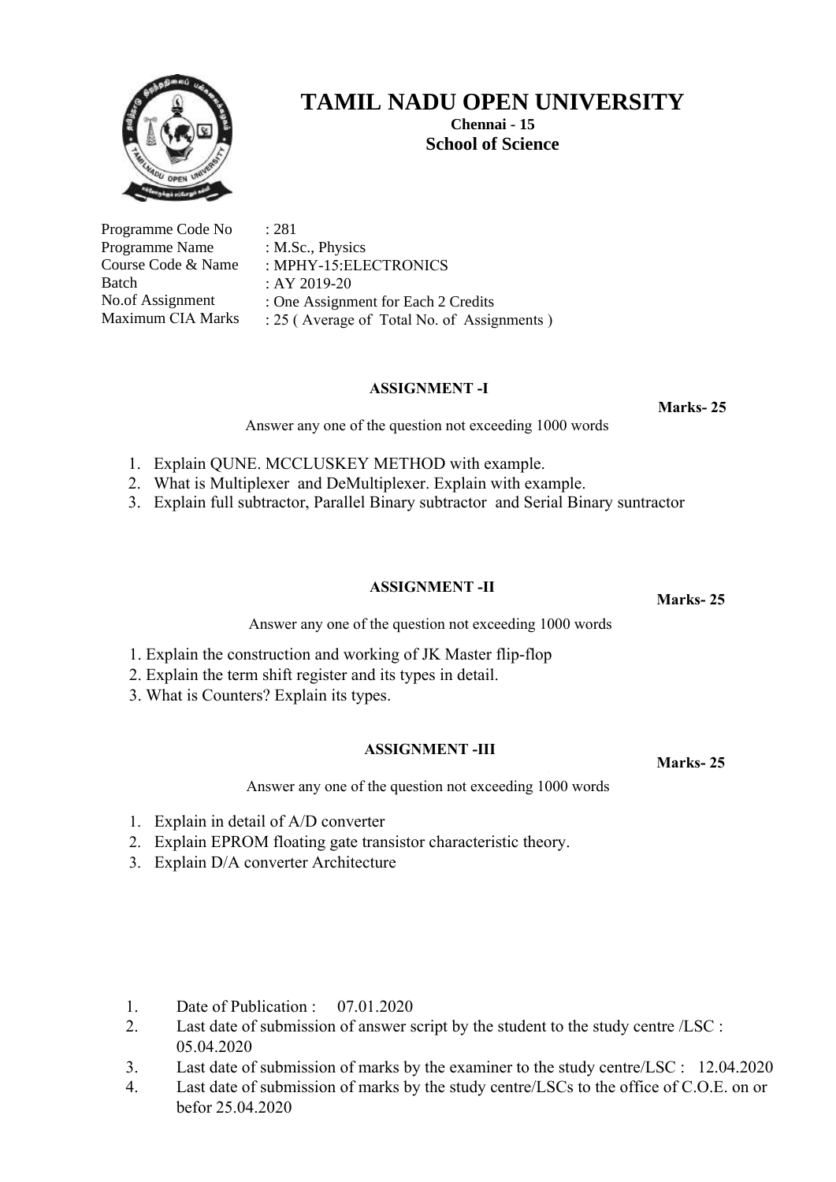# TAMIL NADU OPEN UNIVERSITY

**Chennai - 15**

**School of Science**

| | |
|---|---|
| Programme Code No | : 281 |
| Programme Name | : M.Sc., Physics |
| Course Code & Name | : MPHY-15:ELECTRONICS |
| Batch | : AY 2019-20 |
| No.of Assignment | : One Assignment for Each 2 Credits |
| Maximum CIA Marks | : 25 ( Average of Total No. of Assignments ) |

### ASSIGNMENT -I

**Marks- 25**

Answer any one of the question not exceeding 1000 words

1. Explain QUNE. MCCLUSKEY METHOD with example.
2. What is Multiplexer and DeMultiplexer. Explain with example.
3. Explain full subtractor, Parallel Binary subtractor and Serial Binary suntractor

### ASSIGNMENT -II

**Marks- 25**

Answer any one of the question not exceeding 1000 words

1. Explain the construction and working of JK Master flip-flop
2. Explain the term shift register and its types in detail.
3. What is Counters? Explain its types.

### ASSIGNMENT -III

**Marks- 25**

Answer any one of the question not exceeding 1000 words

1. Explain in detail of A/D converter
2. Explain EPROM floating gate transistor characteristic theory.
3. Explain D/A converter Architecture

1. Date of Publication : 07.01.2020
2. Last date of submission of answer script by the student to the study centre /LSC : 05.04.2020
3. Last date of submission of marks by the examiner to the study centre/LSC : 12.04.2020
4. Last date of submission of marks by the study centre/LSCs to the office of C.O.E. on or befor 25.04.2020